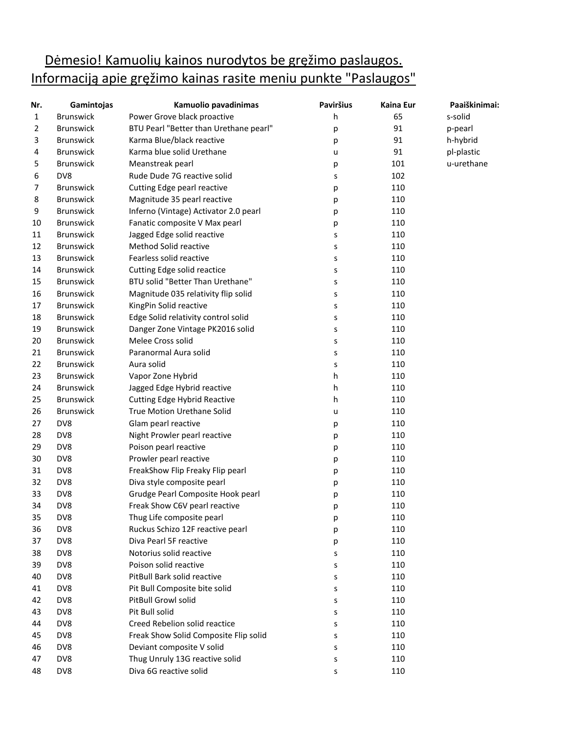Dėmesio! Kamuolių kainos nurodytos be gręžimo paslaugos.
Informaciją apie gręžimo kainas rasite meniu punkte "Paslaugos"

| Nr. | Gamintojas | Kamuolio pavadinimas | Paviršius | Kaina Eur | Paaiškinimai: |
|---|---|---|---|---|---|
| 1 | Brunswick | Power Grove black proactive | h | 65 | s-solid |
| 2 | Brunswick | BTU Pearl "Better than Urethane pearl" | p | 91 | p-pearl |
| 3 | Brunswick | Karma Blue/black reactive | p | 91 | h-hybrid |
| 4 | Brunswick | Karma blue solid Urethane | u | 91 | pl-plastic |
| 5 | Brunswick | Meanstreak pearl | p | 101 | u-urethane |
| 6 | DV8 | Rude Dude 7G reactive solid | s | 102 | |
| 7 | Brunswick | Cutting Edge pearl reactive | p | 110 | |
| 8 | Brunswick | Magnitude 35 pearl reactive | p | 110 | |
| 9 | Brunswick | Inferno (Vintage) Activator 2.0 pearl | p | 110 | |
| 10 | Brunswick | Fanatic composite V Max pearl | p | 110 | |
| 11 | Brunswick | Jagged Edge solid reactive | s | 110 | |
| 12 | Brunswick | Method Solid reactive | s | 110 | |
| 13 | Brunswick | Fearless solid reactive | s | 110 | |
| 14 | Brunswick | Cutting Edge solid reactice | s | 110 | |
| 15 | Brunswick | BTU solid "Better Than Urethane" | s | 110 | |
| 16 | Brunswick | Magnitude 035 relativity flip solid | s | 110 | |
| 17 | Brunswick | KingPin Solid reactive | s | 110 | |
| 18 | Brunswick | Edge Solid relativity control solid | s | 110 | |
| 19 | Brunswick | Danger Zone Vintage PK2016 solid | s | 110 | |
| 20 | Brunswick | Melee Cross solid | s | 110 | |
| 21 | Brunswick | Paranormal Aura solid | s | 110 | |
| 22 | Brunswick | Aura solid | s | 110 | |
| 23 | Brunswick | Vapor Zone Hybrid | h | 110 | |
| 24 | Brunswick | Jagged Edge Hybrid reactive | h | 110 | |
| 25 | Brunswick | Cutting Edge Hybrid Reactive | h | 110 | |
| 26 | Brunswick | True Motion Urethane Solid | u | 110 | |
| 27 | DV8 | Glam pearl reactive | p | 110 | |
| 28 | DV8 | Night Prowler pearl reactive | p | 110 | |
| 29 | DV8 | Poison pearl reactive | p | 110 | |
| 30 | DV8 | Prowler pearl reactive | p | 110 | |
| 31 | DV8 | FreakShow Flip Freaky Flip pearl | p | 110 | |
| 32 | DV8 | Diva style composite pearl | p | 110 | |
| 33 | DV8 | Grudge Pearl Composite Hook pearl | p | 110 | |
| 34 | DV8 | Freak Show C6V pearl reactive | p | 110 | |
| 35 | DV8 | Thug Life composite pearl | p | 110 | |
| 36 | DV8 | Ruckus Schizo 12F reactive pearl | p | 110 | |
| 37 | DV8 | Diva Pearl 5F reactive | p | 110 | |
| 38 | DV8 | Notorius solid reactive | s | 110 | |
| 39 | DV8 | Poison solid reactive | s | 110 | |
| 40 | DV8 | PitBull Bark solid reactive | s | 110 | |
| 41 | DV8 | Pit Bull Composite bite solid | s | 110 | |
| 42 | DV8 | PitBull Growl solid | s | 110 | |
| 43 | DV8 | Pit Bull solid | s | 110 | |
| 44 | DV8 | Creed Rebelion solid reactice | s | 110 | |
| 45 | DV8 | Freak Show Solid Composite Flip solid | s | 110 | |
| 46 | DV8 | Deviant composite V solid | s | 110 | |
| 47 | DV8 | Thug Unruly 13G reactive solid | s | 110 | |
| 48 | DV8 | Diva 6G reactive solid | s | 110 | |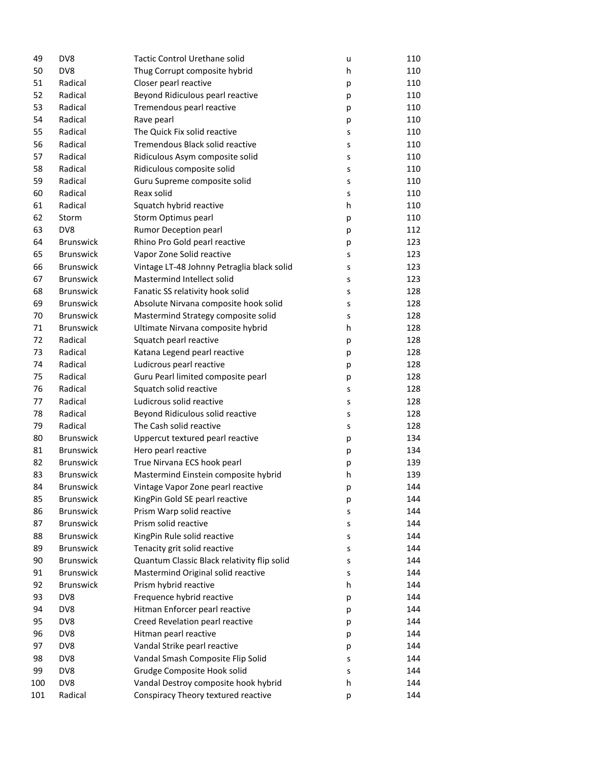| | | | | |
|---|---|---|---|---|
| 49 | DV8 | Tactic Control Urethane solid | u | 110 |
| 50 | DV8 | Thug Corrupt composite hybrid | h | 110 |
| 51 | Radical | Closer pearl reactive | p | 110 |
| 52 | Radical | Beyond Ridiculous pearl reactive | p | 110 |
| 53 | Radical | Tremendous pearl reactive | p | 110 |
| 54 | Radical | Rave pearl | p | 110 |
| 55 | Radical | The Quick Fix solid reactive | s | 110 |
| 56 | Radical | Tremendous Black solid reactive | s | 110 |
| 57 | Radical | Ridiculous Asym composite solid | s | 110 |
| 58 | Radical | Ridiculous composite solid | s | 110 |
| 59 | Radical | Guru Supreme composite solid | s | 110 |
| 60 | Radical | Reax solid | s | 110 |
| 61 | Radical | Squatch hybrid reactive | h | 110 |
| 62 | Storm | Storm Optimus pearl | p | 110 |
| 63 | DV8 | Rumor Deception pearl | p | 112 |
| 64 | Brunswick | Rhino Pro Gold pearl reactive | p | 123 |
| 65 | Brunswick | Vapor Zone Solid reactive | s | 123 |
| 66 | Brunswick | Vintage LT-48 Johnny Petraglia black solid | s | 123 |
| 67 | Brunswick | Mastermind Intellect solid | s | 123 |
| 68 | Brunswick | Fanatic SS relativity hook solid | s | 128 |
| 69 | Brunswick | Absolute Nirvana composite hook solid | s | 128 |
| 70 | Brunswick | Mastermind Strategy composite solid | s | 128 |
| 71 | Brunswick | Ultimate Nirvana composite hybrid | h | 128 |
| 72 | Radical | Squatch pearl reactive | p | 128 |
| 73 | Radical | Katana Legend pearl reactive | p | 128 |
| 74 | Radical | Ludicrous pearl reactive | p | 128 |
| 75 | Radical | Guru Pearl limited composite pearl | p | 128 |
| 76 | Radical | Squatch solid reactive | s | 128 |
| 77 | Radical | Ludicrous solid reactive | s | 128 |
| 78 | Radical | Beyond Ridiculous solid reactive | s | 128 |
| 79 | Radical | The Cash solid reactive | s | 128 |
| 80 | Brunswick | Uppercut textured pearl reactive | p | 134 |
| 81 | Brunswick | Hero pearl reactive | p | 134 |
| 82 | Brunswick | True Nirvana ECS hook pearl | p | 139 |
| 83 | Brunswick | Mastermind Einstein composite hybrid | h | 139 |
| 84 | Brunswick | Vintage Vapor Zone pearl reactive | p | 144 |
| 85 | Brunswick | KingPin Gold SE pearl reactive | p | 144 |
| 86 | Brunswick | Prism Warp solid reactive | s | 144 |
| 87 | Brunswick | Prism solid reactive | s | 144 |
| 88 | Brunswick | KingPin Rule solid reactive | s | 144 |
| 89 | Brunswick | Tenacity grit solid reactive | s | 144 |
| 90 | Brunswick | Quantum Classic Black relativity flip solid | s | 144 |
| 91 | Brunswick | Mastermind Original solid reactive | s | 144 |
| 92 | Brunswick | Prism hybrid reactive | h | 144 |
| 93 | DV8 | Frequence hybrid reactive | p | 144 |
| 94 | DV8 | Hitman Enforcer pearl reactive | p | 144 |
| 95 | DV8 | Creed Revelation pearl reactive | p | 144 |
| 96 | DV8 | Hitman pearl reactive | p | 144 |
| 97 | DV8 | Vandal Strike pearl reactive | p | 144 |
| 98 | DV8 | Vandal Smash Composite Flip Solid | s | 144 |
| 99 | DV8 | Grudge Composite Hook solid | s | 144 |
| 100 | DV8 | Vandal Destroy composite hook hybrid | h | 144 |
| 101 | Radical | Conspiracy Theory textured reactive | p | 144 |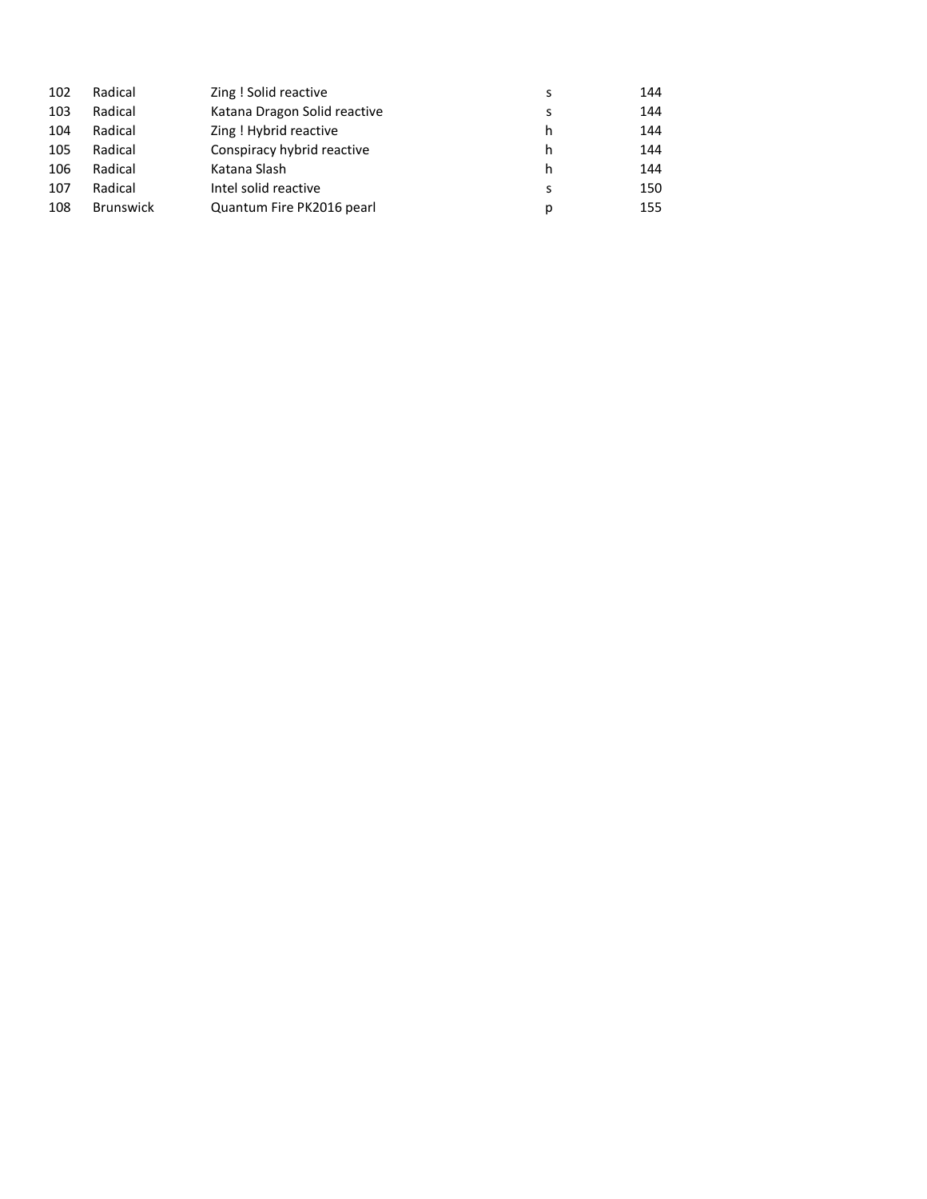| | | | | |
|---|---|---|---|---|
| 102 | Radical | Zing ! Solid reactive | s | 144 |
| 103 | Radical | Katana Dragon Solid reactive | s | 144 |
| 104 | Radical | Zing ! Hybrid reactive | h | 144 |
| 105 | Radical | Conspiracy hybrid reactive | h | 144 |
| 106 | Radical | Katana Slash | h | 144 |
| 107 | Radical | Intel solid reactive | s | 150 |
| 108 | Brunswick | Quantum Fire PK2016 pearl | p | 155 |